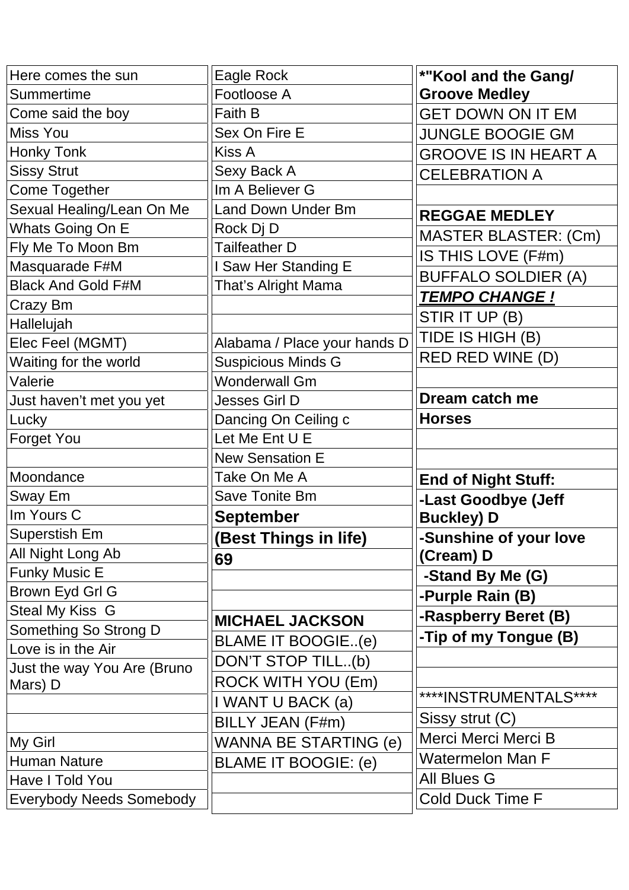| Here comes the sun |
|---|
| Summertime |
| Come said the boy |
| Miss You |
| Honky Tonk |
| Sissy Strut |
| Come Together |
| Sexual Healing/Lean On Me |
| Whats Going On E |
| Fly Me To Moon Bm |
| Masquarade F#M |
| Black And Gold F#M |
| Crazy Bm |
| Hallelujah |
| Elec Feel (MGMT) |
| Waiting for the world |
| Valerie |
| Just haven't met you yet |
| Lucky |
| Forget You |
| |
| Moondance |
| Sway Em |
| Im Yours C |
| Superstish Em |
| All Night Long Ab |
| Funky Music E |
| Brown Eyd Grl G |
| Steal My Kiss G |
| Something So Strong D |
| Love is in the Air |
| Just the way You Are (Bruno Mars) D |
| |
| |
| My Girl |
| Human Nature |
| Have I Told You |
| Everybody Needs Somebody |

| Eagle Rock |
|---|
| Footloose A |
| Faith B |
| Sex On Fire E |
| Kiss A |
| Sexy Back A |
| Im A Believer G |
| Land Down Under Bm |
| Rock Dj D |
| Tailfeather D |
| I Saw Her Standing E |
| That's Alright Mama |
| |
| |
| Alabama / Place your hands D |
| Suspicious Minds G |
| Wonderwall Gm |
| Jesses Girl D |
| Dancing On Ceiling c |
| Let Me Ent U E |
| New Sensation E |
| Take On Me A |
| Save Tonite Bm |
| **September** |
| **(Best Things in life)** |
| **69** |
| |
| |
| **MICHAEL JACKSON** |
| BLAME IT BOOGIE..(e) |
| DON'T STOP TILL..(b) |
| ROCK WITH YOU (Em) |
| I WANT U BACK (a) |
| BILLY JEAN (F#m) |
| WANNA BE STARTING (e) |
| BLAME IT BOOGIE: (e) |
| |
| |

| **\*"Kool and the Gang/ Groove Medley** |
|---|
| GET DOWN ON IT EM |
| JUNGLE BOOGIE GM |
| GROOVE IS IN HEART A |
| CELEBRATION A |
| |
| **REGGAE MEDLEY** |
| MASTER BLASTER: (Cm) |
| IS THIS LOVE (F#m) |
| BUFFALO SOLDIER (A) |
| ***<u>TEMPO CHANGE !</u>*** |
| STIR IT UP (B) |
| TIDE IS HIGH (B) |
| RED RED WINE (D) |
| |
| **Dream catch me** |
| **Horses** |
| |
| |
| **End of Night Stuff:** |
| **-Last Goodbye (Jeff Buckley) D** |
| **-Sunshine of your love (Cream) D** |
| **-Stand By Me (G)** |
| **-Purple Rain (B)** |
| **-Raspberry Beret (B)** |
| **-Tip of my Tongue (B)** |
| |
| |
| ****INSTRUMENTALS**** |
| Sissy strut (C) |
| Merci Merci Merci B |
| Watermelon Man F |
| All Blues G |
| Cold Duck Time F |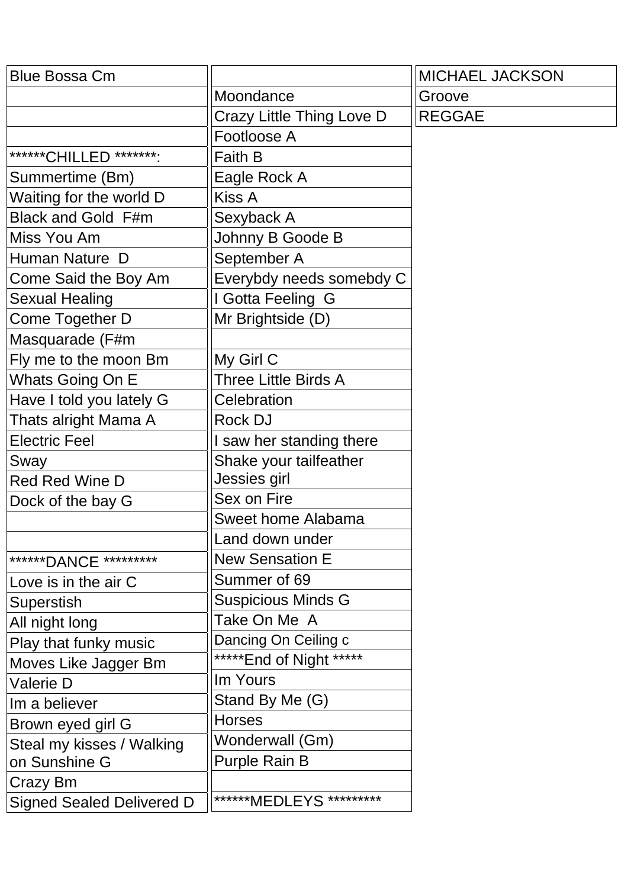| Blue Bossa Cm |
|---|
| |
| |
| |
| ******CHILLED *******: |
| Summertime (Bm) |
| Waiting for the world D |
| Black and Gold  F#m |
| Miss You Am |
| Human Nature  D |
| Come Said the Boy Am |
| Sexual Healing |
| Come Together D |
| Masquarade (F#m |
| Fly me to the moon Bm |
| Whats Going On E |
| Have I told you lately G |
| Thats alright Mama A |
| Electric Feel |
| Sway |
| Red Red Wine D |
| Dock of the bay G |
| |
| |
| ******DANCE ********* |
| Love is in the air C |
| Superstish |
| All night long |
| Play that funky music |
| Moves Like Jagger Bm |
| Valerie D |
| Im a believer |
| Brown eyed girl G |
| Steal my kisses / Walking on Sunshine G |
| Crazy Bm |
| Signed Sealed Delivered D |

| |
|---|
| Moondance |
| Crazy Little Thing Love D |
| Footloose A |
| Faith B |
| Eagle Rock A |
| Kiss A |
| Sexyback A |
| Johnny B Goode B |
| September A |
| Everybdy needs somebdy C |
| I Gotta Feeling  G |
| Mr Brightside (D) |
| |
| My Girl C |
| Three Little Birds A |
| Celebration |
| Rock DJ |
| I saw her standing there |
| Shake your tailfeather Jessies girl |
| Sex on Fire |
| Sweet home Alabama |
| Land down under |
| New Sensation E |
| Summer of 69 |
| Suspicious Minds G |
| Take On Me  A |
| Dancing On Ceiling c |
| *****End of Night ***** |
| Im Yours |
| Stand By Me (G) |
| Horses |
| Wonderwall (Gm) |
| Purple Rain B |
| |
| ******MEDLEYS ********* |

| MICHAEL JACKSON |
|---|
| Groove |
| REGGAE |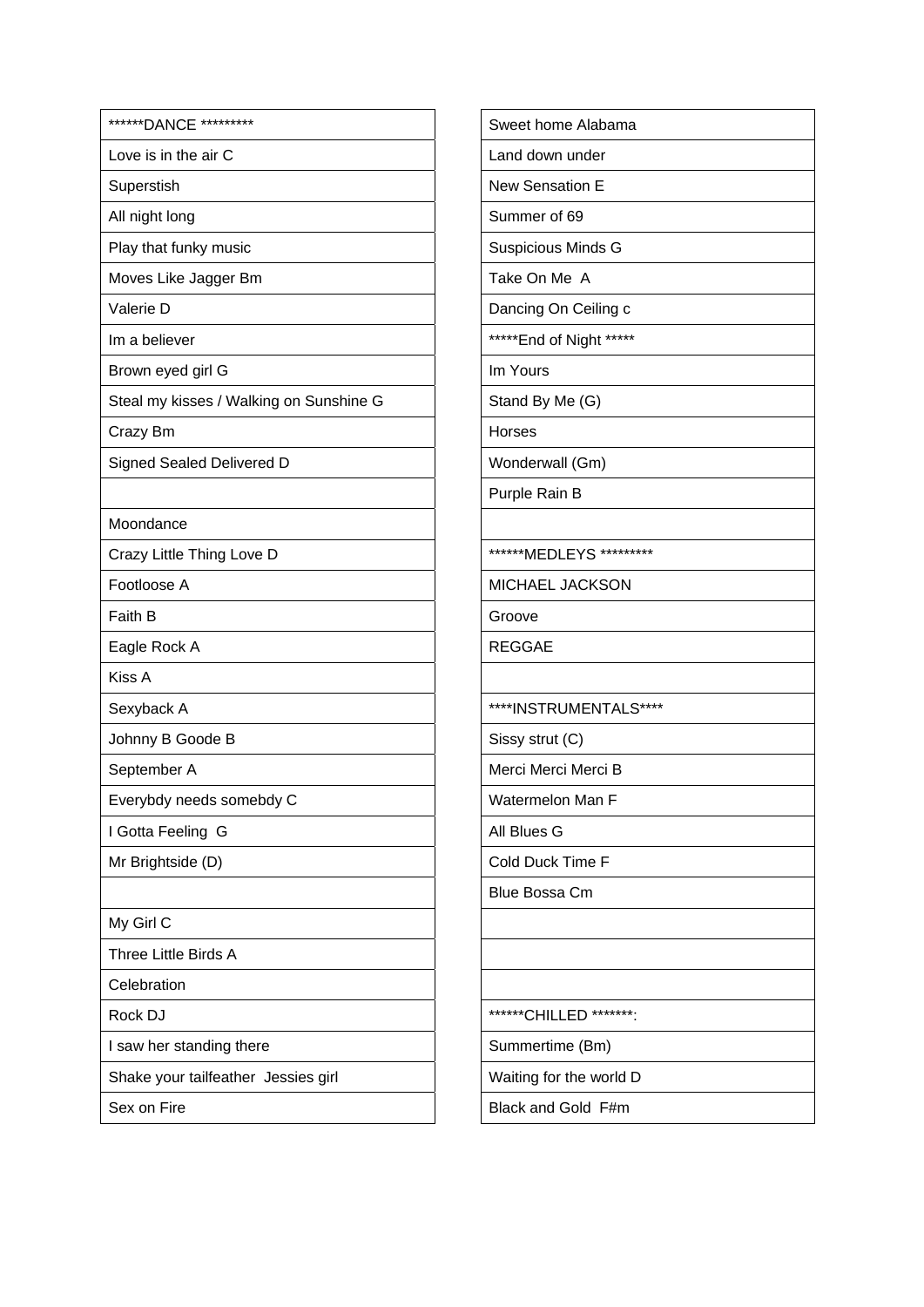| ******DANCE ********* |
| --- |
| Love is in the air C |
| Superstish |
| All night long |
| Play that funky music |
| Moves Like Jagger Bm |
| Valerie D |
| Im a believer |
| Brown eyed girl G |
| Steal my kisses / Walking on Sunshine G |
| Crazy Bm |
| Signed Sealed Delivered D |
| |
| Moondance |
| Crazy Little Thing Love D |
| Footloose A |
| Faith B |
| Eagle Rock A |
| Kiss A |
| Sexyback A |
| Johnny B Goode B |
| September A |
| Everybdy needs somebdy C |
| I Gotta Feeling G |
| Mr Brightside (D) |
| |
| My Girl C |
| Three Little Birds A |
| Celebration |
| Rock DJ |
| I saw her standing there |
| Shake your tailfeather Jessies girl |
| Sex on Fire |

| Sweet home Alabama |
| --- |
| Land down under |
| New Sensation E |
| Summer of 69 |
| Suspicious Minds G |
| Take On Me A |
| Dancing On Ceiling c |
| *****End of Night ***** |
| Im Yours |
| Stand By Me (G) |
| Horses |
| Wonderwall (Gm) |
| Purple Rain B |
| |
| ******MEDLEYS ********* |
| MICHAEL JACKSON |
| Groove |
| REGGAE |
| |
| ****INSTRUMENTALS**** |
| Sissy strut (C) |
| Merci Merci Merci B |
| Watermelon Man F |
| All Blues G |
| Cold Duck Time F |
| Blue Bossa Cm |
| |
| |
| |
| ******CHILLED *******: |
| Summertime (Bm) |
| Waiting for the world D |
| Black and Gold F#m |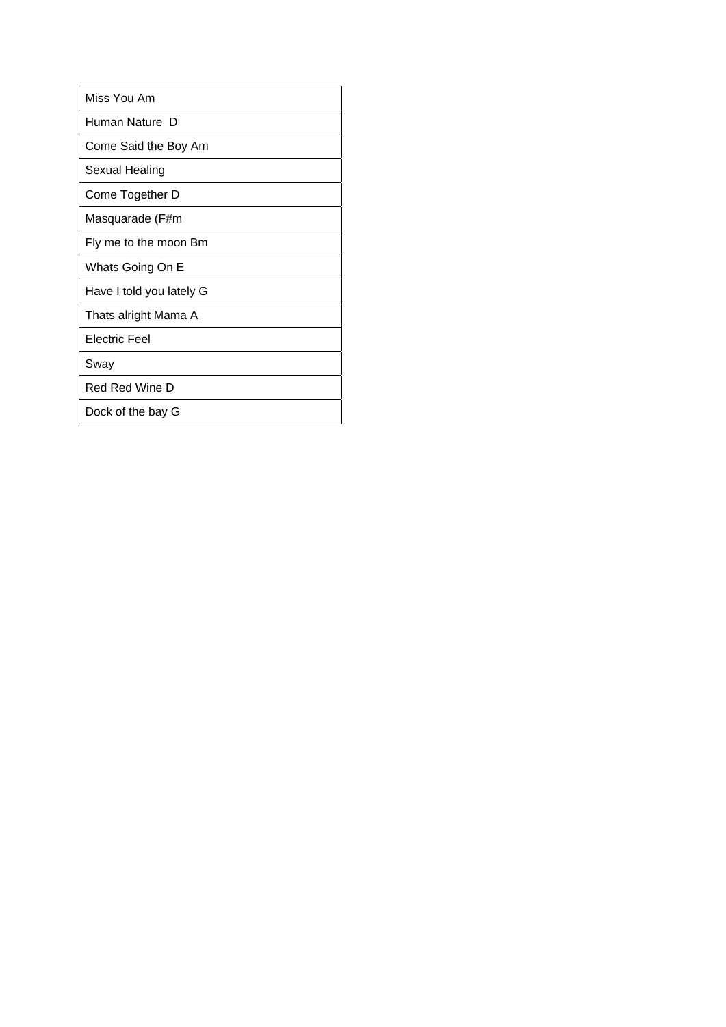| |
|---|
| Miss You Am |
| Human Nature  D |
| Come Said the Boy Am |
| Sexual Healing |
| Come Together D |
| Masquarade (F#m |
| Fly me to the moon Bm |
| Whats Going On E |
| Have I told you lately G |
| Thats alright Mama A |
| Electric Feel |
| Sway |
| Red Red Wine D |
| Dock of the bay G |